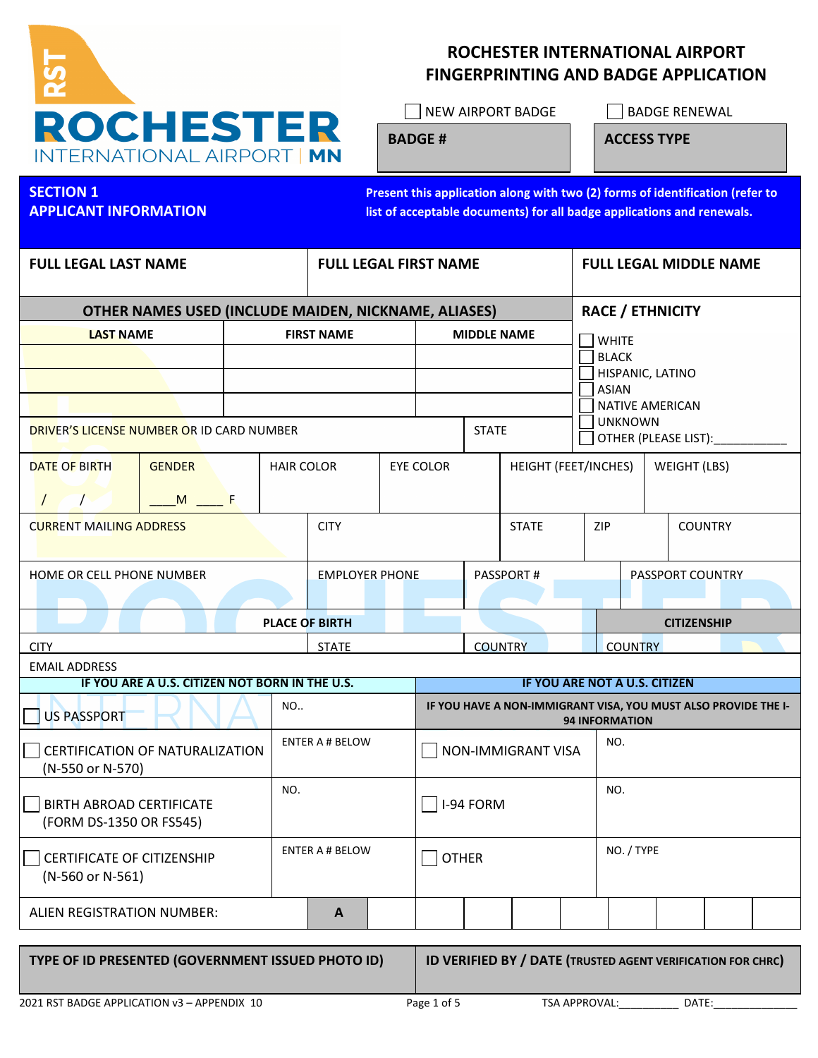# ROCHESTER INTERNATIONAL AIRPORT FINGERPRINTING AND BADGE APPLICATION

☐ NEW AIRPORT BADGE ☐ BADGE RENEWAL

| BADGE # | ACCESS TYPE |
|---|---|
| | |

## SECTION 1 APPLICANT INFORMATION

**Present this application along with two (2) forms of identification (refer to list of acceptable documents) for all badge applications and renewals.**

| FULL LEGAL LAST NAME | FULL LEGAL FIRST NAME | FULL LEGAL MIDDLE NAME |
|---|---|---|
| | | |

| OTHER NAMES USED (INCLUDE MAIDEN, NICKNAME, ALIASES) | | | RACE / ETHNICITY |
|---|---|---|---|
| **LAST NAME** | **FIRST NAME** | **MIDDLE NAME** | ☐ WHITE<br>☐ BLACK<br>☐ HISPANIC, LATINO<br>☐ ASIAN<br>☐ NATIVE AMERICAN<br>☐ UNKNOWN<br>☐ OTHER (PLEASE LIST):___________ |
| | | | |
| | | | |
| | | | |
| DRIVER'S LICENSE NUMBER OR ID CARD NUMBER | | STATE | |

| DATE OF BIRTH | GENDER | HAIR COLOR | EYE COLOR | HEIGHT (FEET/INCHES) | WEIGHT (LBS) |
|---|---|---|---|---|---|
| / / | ___M ____ F | | | | |

| CURRENT MAILING ADDRESS | CITY | STATE | ZIP | COUNTRY |
|---|---|---|---|---|
| | | | | |

| HOME OR CELL PHONE NUMBER | EMPLOYER PHONE | PASSPORT # | PASSPORT COUNTRY |
|---|---|---|---|
| | | | |

| PLACE OF BIRTH | | | CITIZENSHIP |
|---|---|---|---|
| CITY | STATE | COUNTRY | COUNTRY |

EMAIL ADDRESS

| IF YOU ARE A U.S. CITIZEN NOT BORN IN THE U.S. | | IF YOU ARE NOT A U.S. CITIZEN | |
|---|---|---|---|
| ☐ US PASSPORT | NO.. | IF YOU HAVE A NON-IMMIGRANT VISA, YOU MUST ALSO PROVIDE THE I-94 INFORMATION | |
| ☐ CERTIFICATION OF NATURALIZATION (N-550 or N-570) | ENTER A # BELOW | ☐ NON-IMMIGRANT VISA | NO. |
| ☐ BIRTH ABROAD CERTIFICATE (FORM DS-1350 OR FS545) | NO. | ☐ I-94 FORM | NO. |
| ☐ CERTIFICATE OF CITIZENSHIP (N-560 or N-561) | ENTER A # BELOW | ☐ OTHER | NO. / TYPE |

| ALIEN REGISTRATION NUMBER: | A | | | | | | | | | |
|---|---|---|---|---|---|---|---|---|---|---|

| TYPE OF ID PRESENTED (GOVERNMENT ISSUED PHOTO ID) | ID VERIFIED BY / DATE (TRUSTED AGENT VERIFICATION FOR CHRC) |
|---|---|
| | |

2021 RST BADGE APPLICATION v3 – APPENDIX 10

TSA APPROVAL:__________ DATE:______________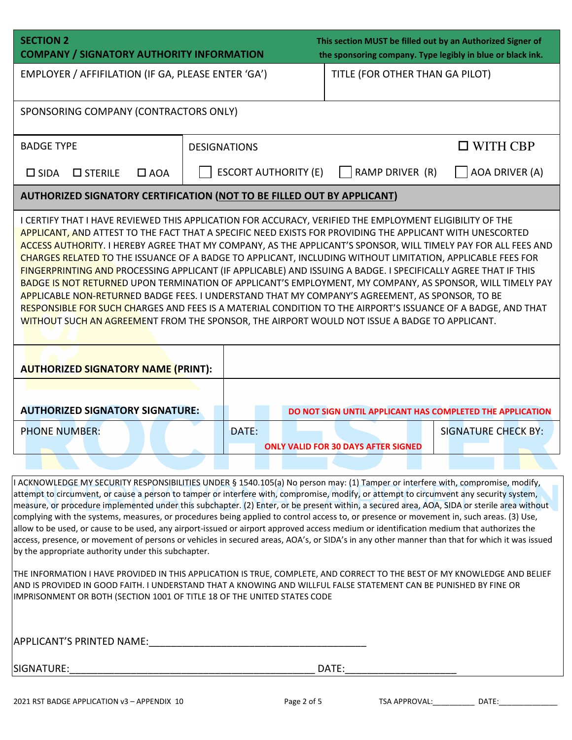## SECTION 2 COMPANY / SIGNATORY AUTHORITY INFORMATION

**This section MUST be filled out by an Authorized Signer of the sponsoring company. Type legibly in blue or black ink.**

| EMPLOYER / AFFILIATION (IF GA, PLEASE ENTER 'GA') | TITLE (FOR OTHER THAN GA PILOT) |
|---|---|
| | |

| SPONSORING COMPANY (CONTRACTORS ONLY) |
|---|
| |

| BADGE TYPE | DESIGNATIONS | | ☐ WITH CBP |
|---|---|---|---|
| ☐ SIDA ☐ STERILE ☐ AOA | ☐ ESCORT AUTHORITY (E) | ☐ RAMP DRIVER (R) | ☐ AOA DRIVER (A) |

### AUTHORIZED SIGNATORY CERTIFICATION (NOT TO BE FILLED OUT BY APPLICANT)

I CERTIFY THAT I HAVE REVIEWED THIS APPLICATION FOR ACCURACY, VERIFIED THE EMPLOYMENT ELIGIBILITY OF THE APPLICANT, AND ATTEST TO THE FACT THAT A SPECIFIC NEED EXISTS FOR PROVIDING THE APPLICANT WITH UNESCORTED ACCESS AUTHORITY. I HEREBY AGREE THAT MY COMPANY, AS THE APPLICANT'S SPONSOR, WILL TIMELY PAY FOR ALL FEES AND CHARGES RELATED TO THE ISSUANCE OF A BADGE TO APPLICANT, INCLUDING WITHOUT LIMITATION, APPLICABLE FEES FOR FINGERPRINTING AND PROCESSING APPLICANT (IF APPLICABLE) AND ISSUING A BADGE. I SPECIFICALLY AGREE THAT IF THIS BADGE IS NOT RETURNED UPON TERMINATION OF APPLICANT'S EMPLOYMENT, MY COMPANY, AS SPONSOR, WILL TIMELY PAY APPLICABLE NON-RETURNED BADGE FEES. I UNDERSTAND THAT MY COMPANY'S AGREEMENT, AS SPONSOR, TO BE RESPONSIBLE FOR SUCH CHARGES AND FEES IS A MATERIAL CONDITION TO THE AIRPORT'S ISSUANCE OF A BADGE, AND THAT WITHOUT SUCH AN AGREEMENT FROM THE SPONSOR, THE AIRPORT WOULD NOT ISSUE A BADGE TO APPLICANT.

| | | |
|---|---|---|
| **AUTHORIZED SIGNATORY NAME (PRINT):** | | |
| **AUTHORIZED SIGNATORY SIGNATURE:** | **DO NOT SIGN UNTIL APPLICANT HAS COMPLETED THE APPLICATION** | |
| PHONE NUMBER: | DATE: **ONLY VALID FOR 30 DAYS AFTER SIGNED** | SIGNATURE CHECK BY: |

I ACKNOWLEDGE MY SECURITY RESPONSIBILITIES UNDER § 1540.105(a) No person may: (1) Tamper or interfere with, compromise, modify, attempt to circumvent, or cause a person to tamper or interfere with, compromise, modify, or attempt to circumvent any security system, measure, or procedure implemented under this subchapter. (2) Enter, or be present within, a secured area, AOA, SIDA or sterile area without complying with the systems, measures, or procedures being applied to control access to, or presence or movement in, such areas. (3) Use, allow to be used, or cause to be used, any airport-issued or airport approved access medium or identification medium that authorizes the access, presence, or movement of persons or vehicles in secured areas, AOA's, or SIDA's in any other manner than that for which it was issued by the appropriate authority under this subchapter.

THE INFORMATION I HAVE PROVIDED IN THIS APPLICATION IS TRUE, COMPLETE, AND CORRECT TO THE BEST OF MY KNOWLEDGE AND BELIEF AND IS PROVIDED IN GOOD FAITH. I UNDERSTAND THAT A KNOWING AND WILLFUL FALSE STATEMENT CAN BE PUNISHED BY FINE OR IMPRISONMENT OR BOTH (SECTION 1001 OF TITLE 18 OF THE UNITED STATES CODE

APPLICANT'S PRINTED NAME:_______________________________________

SIGNATURE:____________________________________________ DATE:___________________

2021 RST BADGE APPLICATION v3 – APPENDIX 10 TSA APPROVAL:__________ DATE:______________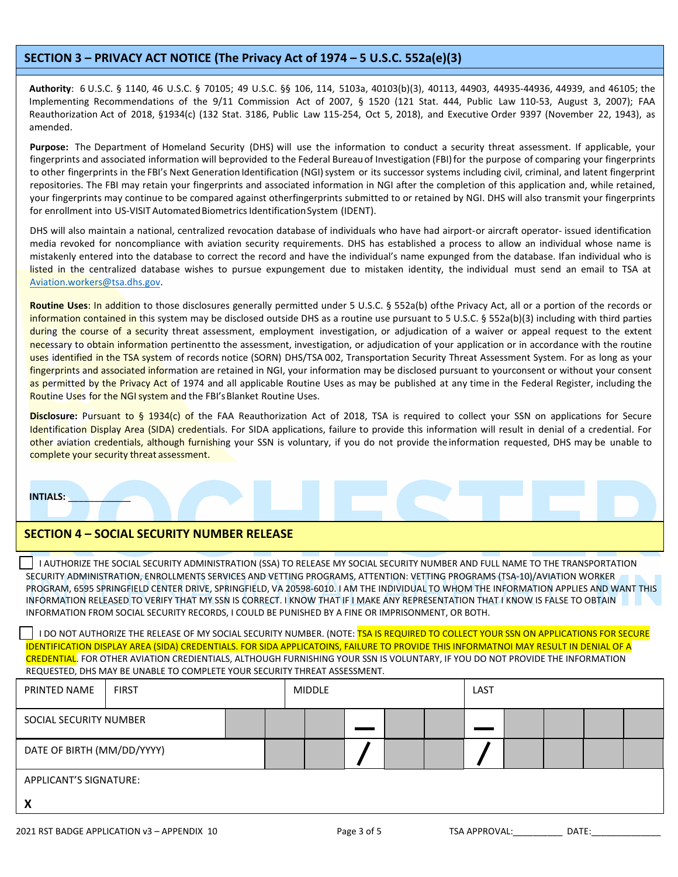## SECTION 3 – PRIVACY ACT NOTICE (The Privacy Act of 1974 – 5 U.S.C. 552a(e)(3)

**Authority**: 6 U.S.C. § 1140, 46 U.S.C. § 70105; 49 U.S.C. §§ 106, 114, 5103a, 40103(b)(3), 40113, 44903, 44935-44936, 44939, and 46105; the Implementing Recommendations of the 9/11 Commission Act of 2007, § 1520 (121 Stat. 444, Public Law 110-53, August 3, 2007); FAA Reauthorization Act of 2018, §1934(c) (132 Stat. 3186, Public Law 115-254, Oct 5, 2018), and Executive Order 9397 (November 22, 1943), as amended.

**Purpose:** The Department of Homeland Security (DHS) will use the information to conduct a security threat assessment. If applicable, your fingerprints and associated information will beprovided to the Federal Bureau of Investigation (FBI) for the purpose of comparing your fingerprints to other fingerprints in the FBI's Next Generation Identification (NGI) system or its successor systems including civil, criminal, and latent fingerprint repositories. The FBI may retain your fingerprints and associated information in NGI after the completion of this application and, while retained, your fingerprints may continue to be compared against otherfingerprints submitted to or retained by NGI. DHS will also transmit your fingerprints for enrollment into US-VISIT Automated Biometrics Identification System (IDENT).

DHS will also maintain a national, centralized revocation database of individuals who have had airport-or aircraft operator- issued identification media revoked for noncompliance with aviation security requirements. DHS has established a process to allow an individual whose name is mistakenly entered into the database to correct the record and have the individual's name expunged from the database. Ifan individual who is listed in the centralized database wishes to pursue expungement due to mistaken identity, the individual must send an email to TSA at Aviation.workers@tsa.dhs.gov.

**Routine Uses**: In addition to those disclosures generally permitted under 5 U.S.C. § 552a(b) ofthe Privacy Act, all or a portion of the records or information contained in this system may be disclosed outside DHS as a routine use pursuant to 5 U.S.C. § 552a(b)(3) including with third parties during the course of a security threat assessment, employment investigation, or adjudication of a waiver or appeal request to the extent necessary to obtain information pertinentto the assessment, investigation, or adjudication of your application or in accordance with the routine uses identified in the TSA system of records notice (SORN) DHS/TSA 002, Transportation Security Threat Assessment System. For as long as your fingerprints and associated information are retained in NGI, your information may be disclosed pursuant to yourconsent or without your consent as permitted by the Privacy Act of 1974 and all applicable Routine Uses as may be published at any time in the Federal Register, including the Routine Uses for the NGI system and the FBI's Blanket Routine Uses.

**Disclosure:** Pursuant to § 1934(c) of the FAA Reauthorization Act of 2018, TSA is required to collect your SSN on applications for Secure Identification Display Area (SIDA) credentials. For SIDA applications, failure to provide this information will result in denial of a credential. For other aviation credentials, although furnishing your SSN is voluntary, if you do not provide the information requested, DHS may be unable to complete your security threat assessment.

**INTIALS:** ___________

## SECTION 4 – SOCIAL SECURITY NUMBER RELEASE

☐ I AUTHORIZE THE SOCIAL SECURITY ADMINISTRATION (SSA) TO RELEASE MY SOCIAL SECURITY NUMBER AND FULL NAME TO THE TRANSPORTATION SECURITY ADMINISTRATION, ENROLLMENTS SERVICES AND VETTING PROGRAMS, ATTENTION: VETTING PROGRAMS (TSA-10)/AVIATION WORKER PROGRAM, 6595 SPRINGFIELD CENTER DRIVE, SPRINGFIELD, VA 20598-6010. I AM THE INDIVIDUAL TO WHOM THE INFORMATION APPLIES AND WANT THIS INFORMATION RELEASED TO VERIFY THAT MY SSN IS CORRECT. I KNOW THAT IF I MAKE ANY REPRESENTATION THAT I KNOW IS FALSE TO OBTAIN INFORMATION FROM SOCIAL SECURITY RECORDS, I COULD BE PUNISHED BY A FINE OR IMPRISONMENT, OR BOTH.

☐ I DO NOT AUTHORIZE THE RELEASE OF MY SOCIAL SECURITY NUMBER. (NOTE: TSA IS REQUIRED TO COLLECT YOUR SSN ON APPLICATIONS FOR SECURE IDENTIFICATION DISPLAY AREA (SIDA) CREDENTIALS. FOR SIDA APPLICATOINS, FAILURE TO PROVIDE THIS INFORMATNOI MAY RESULT IN DENIAL OF A CREDENTIAL. FOR OTHER AVIATION CREDIENTIALS, ALTHOUGH FURNISHING YOUR SSN IS VOLUNTARY, IF YOU DO NOT PROVIDE THE INFORMATION REQUESTED, DHS MAY BE UNABLE TO COMPLETE YOUR SECURITY THREAT ASSESSMENT.

| PRINTED NAME | FIRST | MIDDLE | LAST |
|---|---|---|---|
| SOCIAL SECURITY NUMBER | ___ – __ – ____ | | |
| DATE OF BIRTH (MM/DD/YYYY) | __ / __ / ____ | | |
| APPLICANT'S SIGNATURE: X | | | |

2021 RST BADGE APPLICATION v3 – APPENDIX 10

TSA APPROVAL:__________ DATE:______________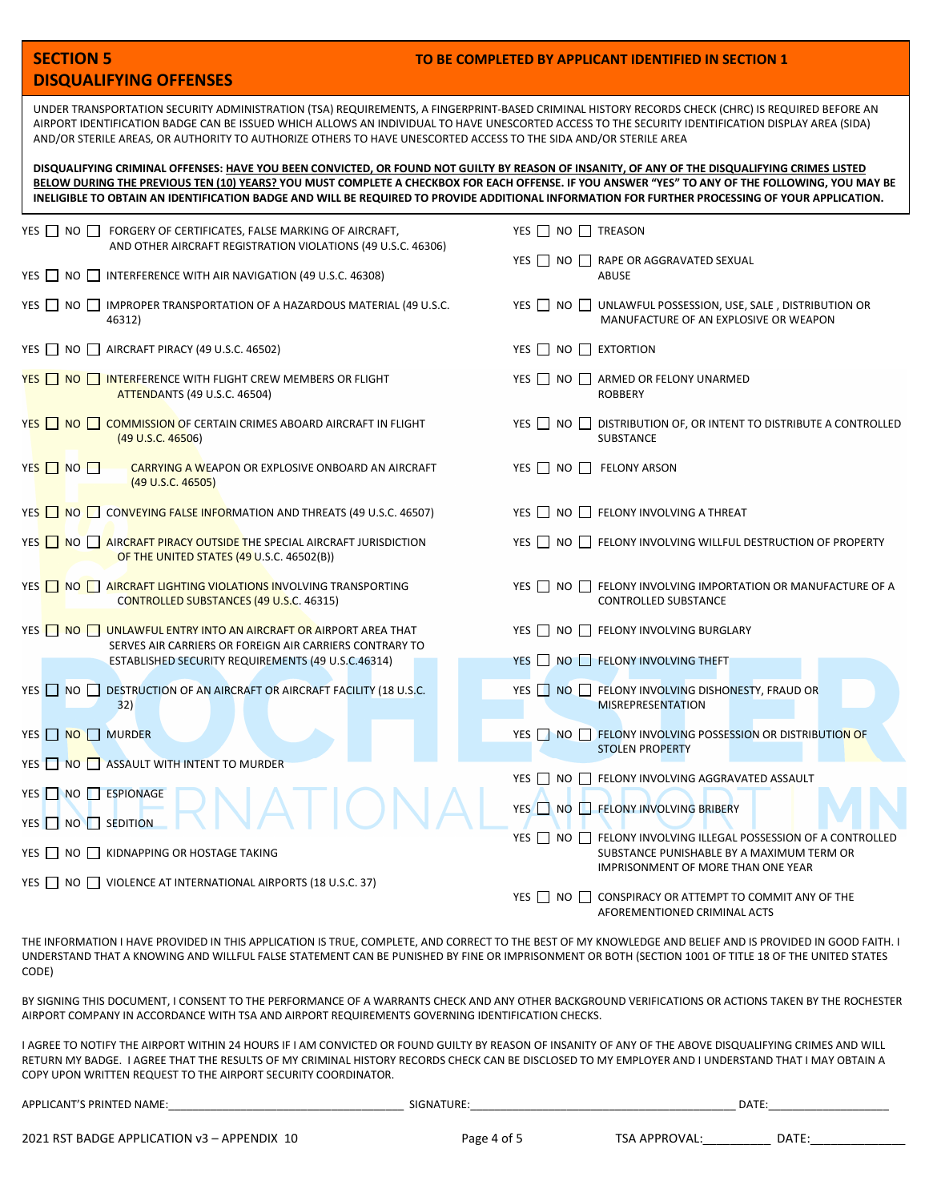## SECTION 5 — DISQUALIFYING OFFENSES

**TO BE COMPLETED BY APPLICANT IDENTIFIED IN SECTION 1**

UNDER TRANSPORTATION SECURITY ADMINISTRATION (TSA) REQUIREMENTS, A FINGERPRINT-BASED CRIMINAL HISTORY RECORDS CHECK (CHRC) IS REQUIRED BEFORE AN AIRPORT IDENTIFICATION BADGE CAN BE ISSUED WHICH ALLOWS AN INDIVIDUAL TO HAVE UNESCORTED ACCESS TO THE SECURITY IDENTIFICATION DISPLAY AREA (SIDA) AND/OR STERILE AREAS, OR AUTHORITY TO AUTHORIZE OTHERS TO HAVE UNESCORTED ACCESS TO THE SIDA AND/OR STERILE AREA

**DISQUALIFYING CRIMINAL OFFENSES: <u>HAVE YOU BEEN CONVICTED, OR FOUND NOT GUILTY BY REASON OF INSANITY, OF ANY OF THE DISQUALIFYING CRIMES LISTED BELOW DURING THE PREVIOUS TEN (10) YEARS?</u> YOU MUST COMPLETE A CHECKBOX FOR EACH OFFENSE. IF YOU ANSWER "YES" TO ANY OF THE FOLLOWING, YOU MAY BE INELIGIBLE TO OBTAIN AN IDENTIFICATION BADGE AND WILL BE REQUIRED TO PROVIDE ADDITIONAL INFORMATION FOR FURTHER PROCESSING OF YOUR APPLICATION.**

- YES ☐ NO ☐ FORGERY OF CERTIFICATES, FALSE MARKING OF AIRCRAFT, AND OTHER AIRCRAFT REGISTRATION VIOLATIONS (49 U.S.C. 46306)
- YES ☐ NO ☐ INTERFERENCE WITH AIR NAVIGATION (49 U.S.C. 46308)
- YES ☐ NO ☐ IMPROPER TRANSPORTATION OF A HAZARDOUS MATERIAL (49 U.S.C. 46312)
- YES ☐ NO ☐ AIRCRAFT PIRACY (49 U.S.C. 46502)
- YES ☐ NO ☐ INTERFERENCE WITH FLIGHT CREW MEMBERS OR FLIGHT ATTENDANTS (49 U.S.C. 46504)
- YES ☐ NO ☐ COMMISSION OF CERTAIN CRIMES ABOARD AIRCRAFT IN FLIGHT (49 U.S.C. 46506)
- YES ☐ NO ☐ CARRYING A WEAPON OR EXPLOSIVE ONBOARD AN AIRCRAFT (49 U.S.C. 46505)
- YES ☐ NO ☐ CONVEYING FALSE INFORMATION AND THREATS (49 U.S.C. 46507)
- YES ☐ NO ☐ AIRCRAFT PIRACY OUTSIDE THE SPECIAL AIRCRAFT JURISDICTION OF THE UNITED STATES (49 U.S.C. 46502(B))
- YES ☐ NO ☐ AIRCRAFT LIGHTING VIOLATIONS INVOLVING TRANSPORTING CONTROLLED SUBSTANCES (49 U.S.C. 46315)
- YES ☐ NO ☐ UNLAWFUL ENTRY INTO AN AIRCRAFT OR AIRPORT AREA THAT SERVES AIR CARRIERS OR FOREIGN AIR CARRIERS CONTRARY TO ESTABLISHED SECURITY REQUIREMENTS (49 U.S.C.46314)
- YES ☐ NO ☐ DESTRUCTION OF AN AIRCRAFT OR AIRCRAFT FACILITY (18 U.S.C. 32)
- YES ☐ NO ☐ MURDER
- YES ☐ NO ☐ ASSAULT WITH INTENT TO MURDER
- YES ☐ NO ☐ ESPIONAGE
- YES ☐ NO ☐ SEDITION
- YES ☐ NO ☐ KIDNAPPING OR HOSTAGE TAKING
- YES ☐ NO ☐ VIOLENCE AT INTERNATIONAL AIRPORTS (18 U.S.C. 37)
- YES ☐ NO ☐ TREASON
- YES ☐ NO ☐ RAPE OR AGGRAVATED SEXUAL ABUSE
- YES ☐ NO ☐ UNLAWFUL POSSESSION, USE, SALE , DISTRIBUTION OR MANUFACTURE OF AN EXPLOSIVE OR WEAPON
- YES ☐ NO ☐ EXTORTION
- YES ☐ NO ☐ ARMED OR FELONY UNARMED ROBBERY
- YES ☐ NO ☐ DISTRIBUTION OF, OR INTENT TO DISTRIBUTE A CONTROLLED SUBSTANCE
- YES ☐ NO ☐ FELONY ARSON
- YES ☐ NO ☐ FELONY INVOLVING A THREAT
- YES ☐ NO ☐ FELONY INVOLVING WILLFUL DESTRUCTION OF PROPERTY
- YES ☐ NO ☐ FELONY INVOLVING IMPORTATION OR MANUFACTURE OF A CONTROLLED SUBSTANCE
- YES ☐ NO ☐ FELONY INVOLVING BURGLARY
- YES ☐ NO ☐ FELONY INVOLVING THEFT
- YES ☐ NO ☐ FELONY INVOLVING DISHONESTY, FRAUD OR MISREPRESENTATION
- YES ☐ NO ☐ FELONY INVOLVING POSSESSION OR DISTRIBUTION OF STOLEN PROPERTY
- YES ☐ NO ☐ FELONY INVOLVING AGGRAVATED ASSAULT
- YES ☐ NO ☐ FELONY INVOLVING BRIBERY
- YES ☐ NO ☐ FELONY INVOLVING ILLEGAL POSSESSION OF A CONTROLLED SUBSTANCE PUNISHABLE BY A MAXIMUM TERM OR IMPRISONMENT OF MORE THAN ONE YEAR
- YES ☐ NO ☐ CONSPIRACY OR ATTEMPT TO COMMIT ANY OF THE AFOREMENTIONED CRIMINAL ACTS

THE INFORMATION I HAVE PROVIDED IN THIS APPLICATION IS TRUE, COMPLETE, AND CORRECT TO THE BEST OF MY KNOWLEDGE AND BELIEF AND IS PROVIDED IN GOOD FAITH. I UNDERSTAND THAT A KNOWING AND WILLFUL FALSE STATEMENT CAN BE PUNISHED BY FINE OR IMPRISONMENT OR BOTH (SECTION 1001 OF TITLE 18 OF THE UNITED STATES CODE)

BY SIGNING THIS DOCUMENT, I CONSENT TO THE PERFORMANCE OF A WARRANTS CHECK AND ANY OTHER BACKGROUND VERIFICATIONS OR ACTIONS TAKEN BY THE ROCHESTER AIRPORT COMPANY IN ACCORDANCE WITH TSA AND AIRPORT REQUIREMENTS GOVERNING IDENTIFICATION CHECKS.

I AGREE TO NOTIFY THE AIRPORT WITHIN 24 HOURS IF I AM CONVICTED OR FOUND GUILTY BY REASON OF INSANITY OF ANY OF THE ABOVE DISQUALIFYING CRIMES AND WILL RETURN MY BADGE. I AGREE THAT THE RESULTS OF MY CRIMINAL HISTORY RECORDS CHECK CAN BE DISCLOSED TO MY EMPLOYER AND I UNDERSTAND THAT I MAY OBTAIN A COPY UPON WRITTEN REQUEST TO THE AIRPORT SECURITY COORDINATOR.

APPLICANT'S PRINTED NAME:______________________________ SIGNATURE:______________________________ DATE:__________________

2021 RST BADGE APPLICATION v3 – APPENDIX 10

TSA APPROVAL:__________ DATE:______________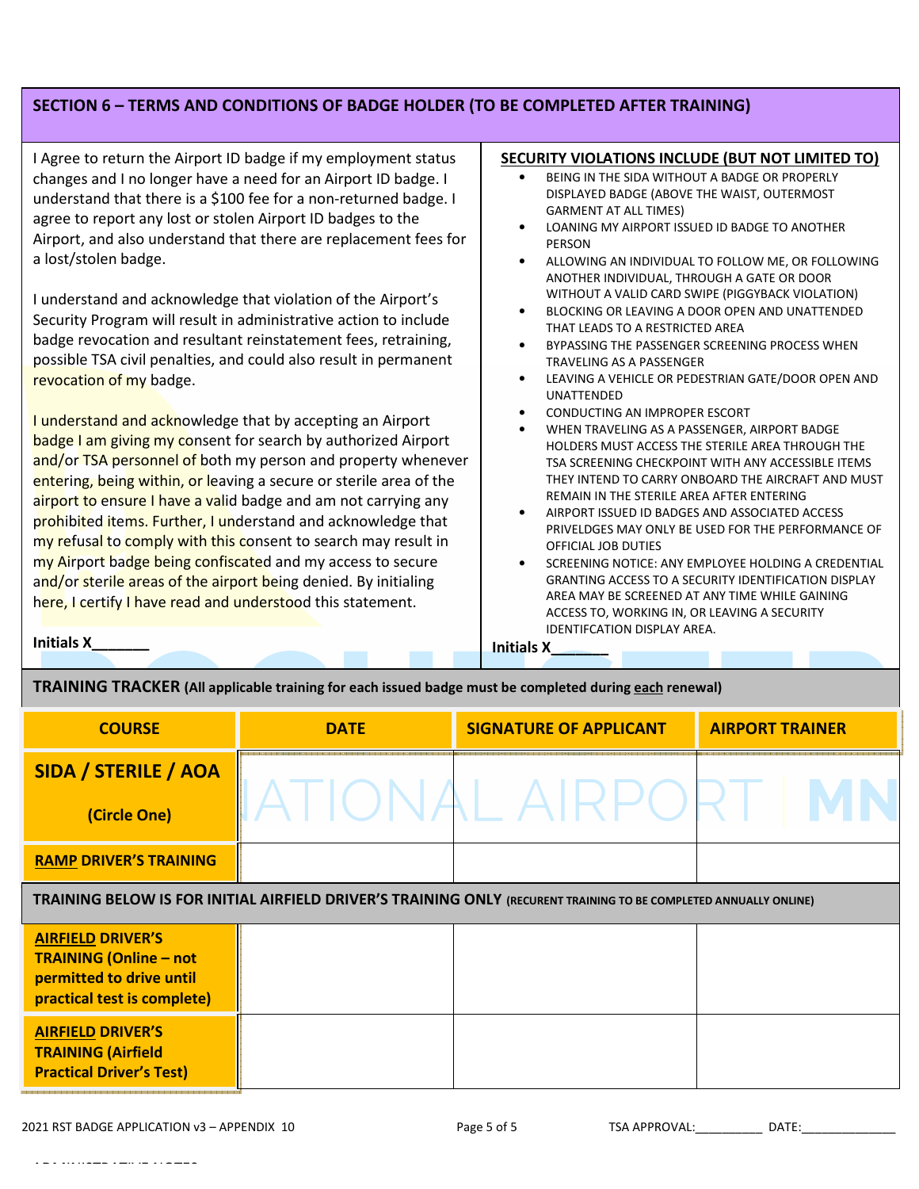## SECTION 6 – TERMS AND CONDITIONS OF BADGE HOLDER (TO BE COMPLETED AFTER TRAINING)

I Agree to return the Airport ID badge if my employment status changes and I no longer have a need for an Airport ID badge. I understand that there is a $100 fee for a non-returned badge. I agree to report any lost or stolen Airport ID badges to the Airport, and also understand that there are replacement fees for a lost/stolen badge.

I understand and acknowledge that violation of the Airport's Security Program will result in administrative action to include badge revocation and resultant reinstatement fees, retraining, possible TSA civil penalties, and could also result in permanent revocation of my badge.

I understand and acknowledge that by accepting an Airport badge I am giving my consent for search by authorized Airport and/or TSA personnel of both my person and property whenever entering, being within, or leaving a secure or sterile area of the airport to ensure I have a valid badge and am not carrying any prohibited items. Further, I understand and acknowledge that my refusal to comply with this consent to search may result in my Airport badge being confiscated and my access to secure and/or sterile areas of the airport being denied. By initialing here, I certify I have read and understood this statement.

**Initials X_______**

**SECURITY VIOLATIONS INCLUDE (BUT NOT LIMITED TO)**

- BEING IN THE SIDA WITHOUT A BADGE OR PROPERLY DISPLAYED BADGE (ABOVE THE WAIST, OUTERMOST GARMENT AT ALL TIMES)
- LOANING MY AIRPORT ISSUED ID BADGE TO ANOTHER PERSON
- ALLOWING AN INDIVIDUAL TO FOLLOW ME, OR FOLLOWING ANOTHER INDIVIDUAL, THROUGH A GATE OR DOOR WITHOUT A VALID CARD SWIPE (PIGGYBACK VIOLATION)
- BLOCKING OR LEAVING A DOOR OPEN AND UNATTENDED THAT LEADS TO A RESTRICTED AREA
- BYPASSING THE PASSENGER SCREENING PROCESS WHEN TRAVELING AS A PASSENGER
- LEAVING A VEHICLE OR PEDESTRIAN GATE/DOOR OPEN AND UNATTENDED
- CONDUCTING AN IMPROPER ESCORT
- WHEN TRAVELING AS A PASSENGER, AIRPORT BADGE HOLDERS MUST ACCESS THE STERILE AREA THROUGH THE TSA SCREENING CHECKPOINT WITH ANY ACCESSIBLE ITEMS THEY INTEND TO CARRY ONBOARD THE AIRCRAFT AND MUST REMAIN IN THE STERILE AREA AFTER ENTERING
- AIRPORT ISSUED ID BADGES AND ASSOCIATED ACCESS PRIVELDGES MAY ONLY BE USED FOR THE PERFORMANCE OF OFFICIAL JOB DUTIES
- SCREENING NOTICE: ANY EMPLOYEE HOLDING A CREDENTIAL GRANTING ACCESS TO A SECURITY IDENTIFICATION DISPLAY AREA MAY BE SCREENED AT ANY TIME WHILE GAINING ACCESS TO, WORKING IN, OR LEAVING A SECURITY IDENTIFCATION DISPLAY AREA.

**Initials X_______**

**TRAINING TRACKER** **(All applicable training for each issued badge must be completed during each renewal)**

| COURSE | DATE | SIGNATURE OF APPLICANT | AIRPORT TRAINER |
|---|---|---|---|
| **SIDA / STERILE / AOA (Circle One)** | | | |
| **RAMP DRIVER'S TRAINING** | | | |
| **TRAINING BELOW IS FOR INITIAL AIRFIELD DRIVER'S TRAINING ONLY** (RECURENT TRAINING TO BE COMPLETED ANNUALLY ONLINE) | | | |
| **AIRFIELD DRIVER'S TRAINING (Online – not permitted to drive until practical test is complete)** | | | |
| **AIRFIELD DRIVER'S TRAINING (Airfield Practical Driver's Test)** | | | |

2021 RST BADGE APPLICATION v3 – APPENDIX 10

TSA APPROVAL:__________ DATE:______________